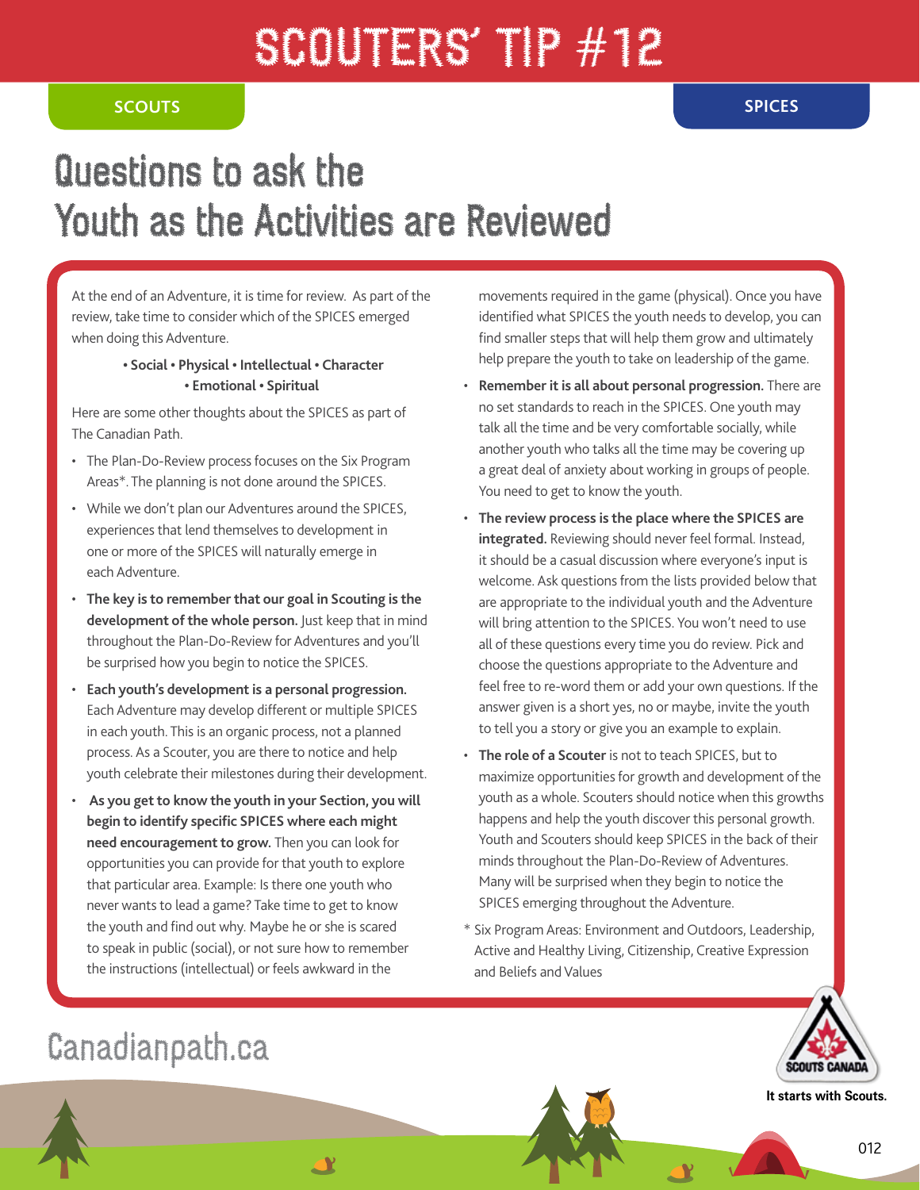# SCOUTERS' TIP #12

SCOUTS

SPICES

## Questions to ask the Youth as the Activities are Reviewed

At the end of an Adventure, it is time for review. As part of the review, take time to consider which of the SPICES emerged when doing this Adventure.

**• Social • Physical • Intellectual • Character • Emotional • Spiritual**

Here are some other thoughts about the SPICES as part of The Canadian Path.

- The Plan-Do-Review process focuses on the Six Program Areas*. The planning is not done around the SPICES.
- While we don't plan our Adventures around the SPICES, experiences that lend themselves to development in one or more of the SPICES will naturally emerge in each Adventure.
- **The key is to remember that our goal in Scouting is the development of the whole person.** Just keep that in mind throughout the Plan-Do-Review for Adventures and you'll be surprised how you begin to notice the SPICES.
- **Each youth's development is a personal progression.** Each Adventure may develop different or multiple SPICES in each youth. This is an organic process, not a planned process. As a Scouter, you are there to notice and help youth celebrate their milestones during their development.
- **As you get to know the youth in your Section, you will begin to identify specific SPICES where each might need encouragement to grow.** Then you can look for opportunities you can provide for that youth to explore that particular area. Example: Is there one youth who never wants to lead a game? Take time to get to know the youth and find out why. Maybe he or she is scared to speak in public (social), or not sure how to remember the instructions (intellectual) or feels awkward in the movements required in the game (physical). Once you have identified what SPICES the youth needs to develop, you can find smaller steps that will help them grow and ultimately help prepare the youth to take on leadership of the game.
- **Remember it is all about personal progression.** There are no set standards to reach in the SPICES. One youth may talk all the time and be very comfortable socially, while another youth who talks all the time may be covering up a great deal of anxiety about working in groups of people. You need to get to know the youth.
- **The review process is the place where the SPICES are integrated.** Reviewing should never feel formal. Instead, it should be a casual discussion where everyone's input is welcome. Ask questions from the lists provided below that are appropriate to the individual youth and the Adventure will bring attention to the SPICES. You won't need to use all of these questions every time you do review. Pick and choose the questions appropriate to the Adventure and feel free to re-word them or add your own questions. If the answer given is a short yes, no or maybe, invite the youth to tell you a story or give you an example to explain.
- **The role of a Scouter** is not to teach SPICES, but to maximize opportunities for growth and development of the youth as a whole. Scouters should notice when this growths happens and help the youth discover this personal growth. Youth and Scouters should keep SPICES in the back of their minds throughout the Plan-Do-Review of Adventures. Many will be surprised when they begin to notice the SPICES emerging throughout the Adventure.

\* Six Program Areas: Environment and Outdoors, Leadership, Active and Healthy Living, Citizenship, Creative Expression and Beliefs and Values

Canadianpath.ca

SCOUTS CANADA

It starts with Scouts.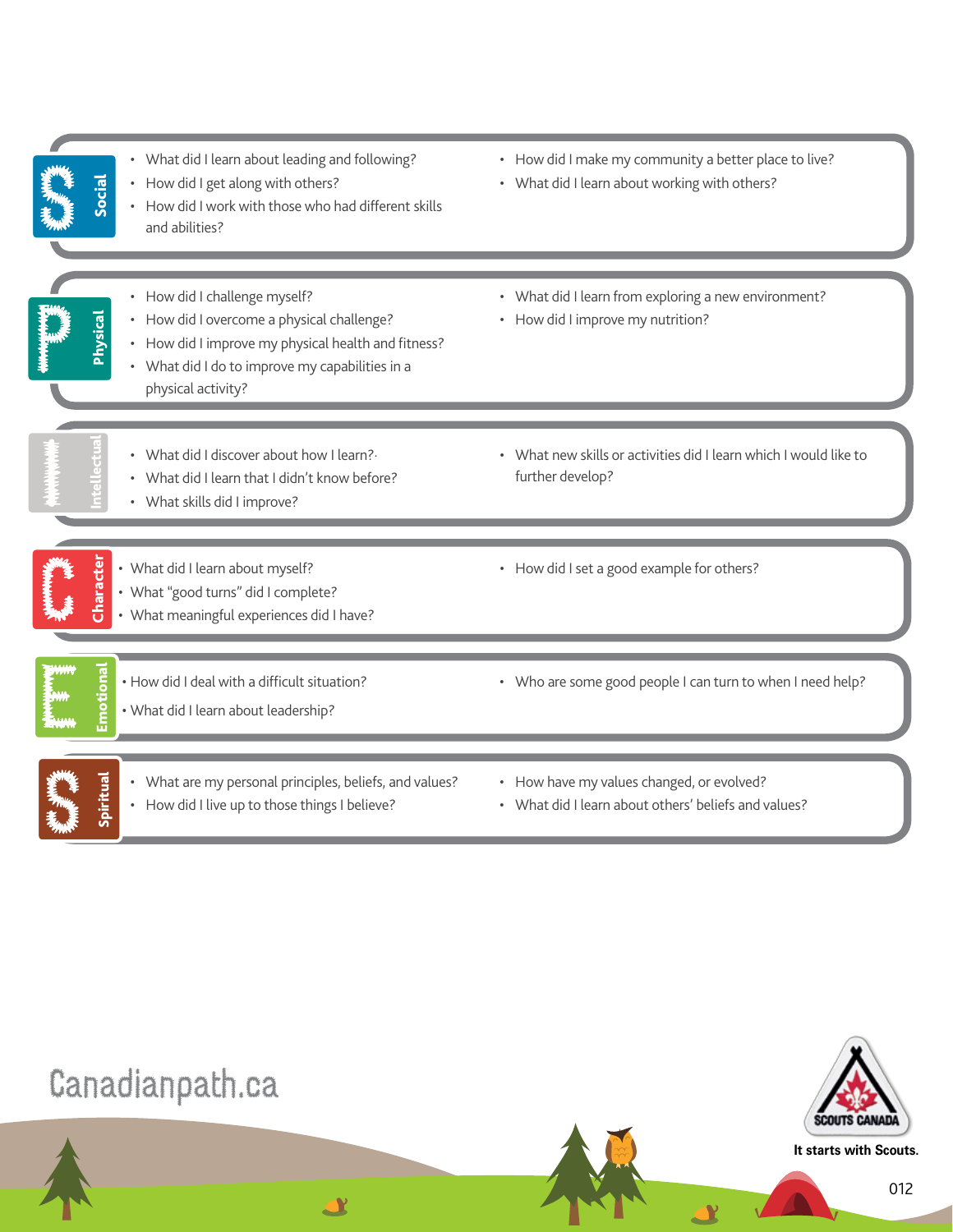## Social

- What did I learn about leading and following?
- How did I get along with others?
- How did I work with those who had different skills and abilities?
- How did I make my community a better place to live?
- What did I learn about working with others?

## Physical

- How did I challenge myself?
- How did I overcome a physical challenge?
- How did I improve my physical health and fitness?
- What did I do to improve my capabilities in a physical activity?
- What did I learn from exploring a new environment?
- How did I improve my nutrition?

## Intellectual

- What did I discover about how I learn?
- What did I learn that I didn't know before?
- What skills did I improve?
- What new skills or activities did I learn which I would like to further develop?

## Character

- What did I learn about myself?
- What "good turns" did I complete?
- What meaningful experiences did I have?
- How did I set a good example for others?

## Emotional

- How did I deal with a difficult situation?
- What did I learn about leadership?
- Who are some good people I can turn to when I need help?

## Spiritual

- What are my personal principles, beliefs, and values?
- How did I live up to those things I believe?
- How have my values changed, or evolved?
- What did I learn about others' beliefs and values?

Canadianpath.ca

SCOUTS CANADA

It starts with Scouts.